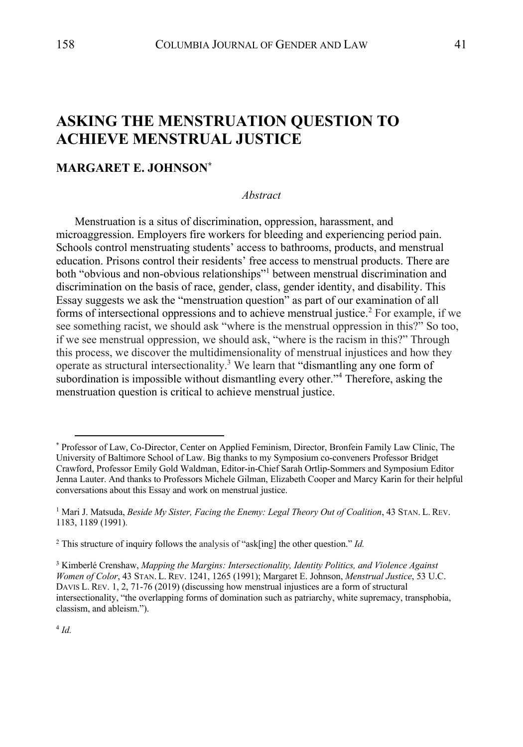# ASKING THE MENSTRUATION QUESTION TO ACHIEVE MENSTRUAL JUSTICE

## MARGARET E. JOHNSON*

*Abstract*

Menstruation is a situs of discrimination, oppression, harassment, and microaggression. Employers fire workers for bleeding and experiencing period pain. Schools control menstruating students' access to bathrooms, products, and menstrual education. Prisons control their residents' free access to menstrual products. There are both "obvious and non-obvious relationships"[1] between menstrual discrimination and discrimination on the basis of race, gender, class, gender identity, and disability. This Essay suggests we ask the "menstruation question" as part of our examination of all forms of intersectional oppressions and to achieve menstrual justice.[2] For example, if we see something racist, we should ask "where is the menstrual oppression in this?" So too, if we see menstrual oppression, we should ask, "where is the racism in this?" Through this process, we discover the multidimensionality of menstrual injustices and how they operate as structural intersectionality.[3] We learn that "dismantling any one form of subordination is impossible without dismantling every other."[4] Therefore, asking the menstruation question is critical to achieve menstrual justice.

---

\* Professor of Law, Co-Director, Center on Applied Feminism, Director, Bronfein Family Law Clinic, The University of Baltimore School of Law. Big thanks to my Symposium co-conveners Professor Bridget Crawford, Professor Emily Gold Waldman, Editor-in-Chief Sarah Ortlip-Sommers and Symposium Editor Jenna Lauter. And thanks to Professors Michele Gilman, Elizabeth Cooper and Marcy Karin for their helpful conversations about this Essay and work on menstrual justice.

[1] Mari J. Matsuda, *Beside My Sister, Facing the Enemy: Legal Theory Out of Coalition*, 43 STAN. L. REV. 1183, 1189 (1991).

[2] This structure of inquiry follows the analysis of "ask[ing] the other question." *Id.*

[3] Kimberlé Crenshaw, *Mapping the Margins: Intersectionality, Identity Politics, and Violence Against Women of Color*, 43 STAN. L. REV. 1241, 1265 (1991); Margaret E. Johnson, *Menstrual Justice*, 53 U.C. DAVIS L. REV. 1, 2, 71-76 (2019) (discussing how menstrual injustices are a form of structural intersectionality, "the overlapping forms of domination such as patriarchy, white supremacy, transphobia, classism, and ableism.").

[4] *Id.*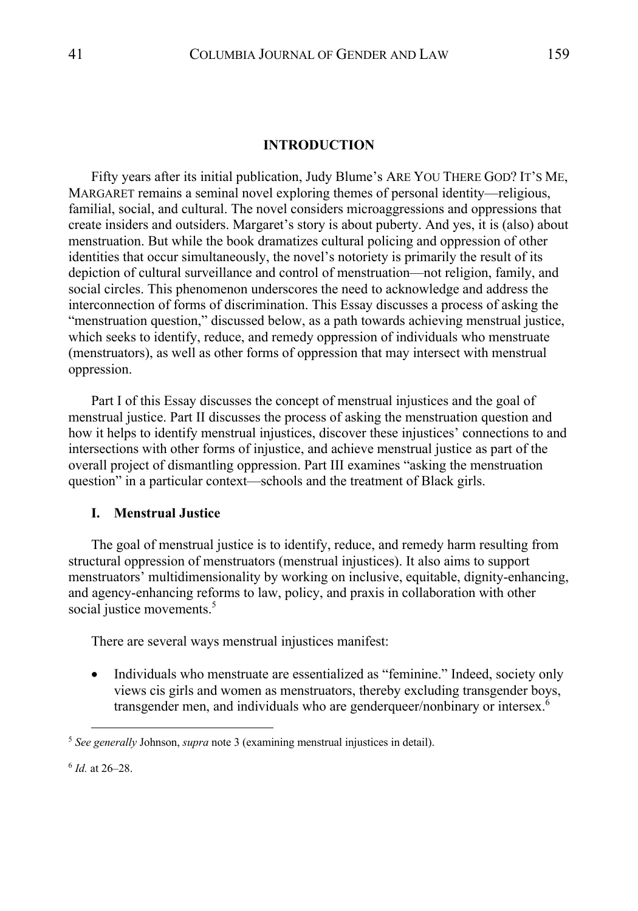## INTRODUCTION

Fifty years after its initial publication, Judy Blume's ARE YOU THERE GOD? IT'S ME, MARGARET remains a seminal novel exploring themes of personal identity—religious, familial, social, and cultural. The novel considers microaggressions and oppressions that create insiders and outsiders. Margaret's story is about puberty. And yes, it is (also) about menstruation. But while the book dramatizes cultural policing and oppression of other identities that occur simultaneously, the novel's notoriety is primarily the result of its depiction of cultural surveillance and control of menstruation—not religion, family, and social circles. This phenomenon underscores the need to acknowledge and address the interconnection of forms of discrimination. This Essay discusses a process of asking the "menstruation question," discussed below, as a path towards achieving menstrual justice, which seeks to identify, reduce, and remedy oppression of individuals who menstruate (menstruators), as well as other forms of oppression that may intersect with menstrual oppression.

Part I of this Essay discusses the concept of menstrual injustices and the goal of menstrual justice. Part II discusses the process of asking the menstruation question and how it helps to identify menstrual injustices, discover these injustices' connections to and intersections with other forms of injustice, and achieve menstrual justice as part of the overall project of dismantling oppression. Part III examines "asking the menstruation question" in a particular context—schools and the treatment of Black girls.

### I. Menstrual Justice

The goal of menstrual justice is to identify, reduce, and remedy harm resulting from structural oppression of menstruators (menstrual injustices). It also aims to support menstruators' multidimensionality by working on inclusive, equitable, dignity-enhancing, and agency-enhancing reforms to law, policy, and praxis in collaboration with other social justice movements.[5]

There are several ways menstrual injustices manifest:

- Individuals who menstruate are essentialized as "feminine." Indeed, society only views cis girls and women as menstruators, thereby excluding transgender boys, transgender men, and individuals who are genderqueer/nonbinary or intersex.[6]

---

[5] *See generally* Johnson, *supra* note 3 (examining menstrual injustices in detail).

[6] *Id.* at 26–28.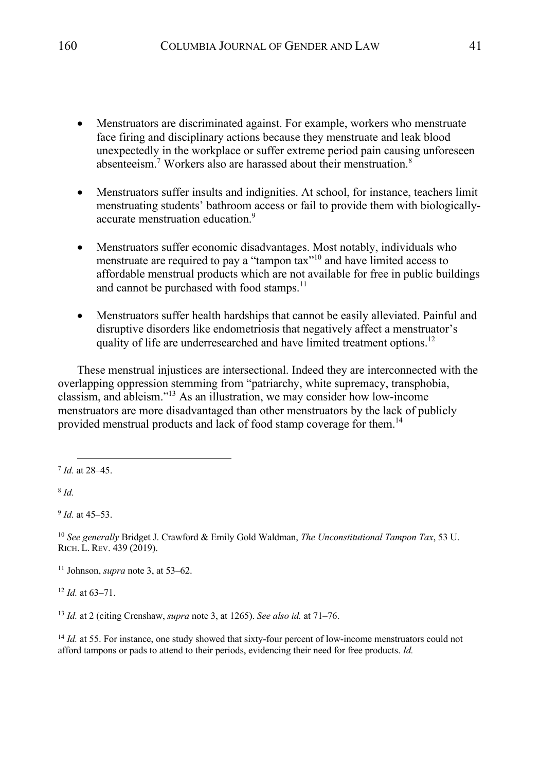- Menstruators are discriminated against. For example, workers who menstruate face firing and disciplinary actions because they menstruate and leak blood unexpectedly in the workplace or suffer extreme period pain causing unforeseen absenteeism.[7] Workers also are harassed about their menstruation.[8]

- Menstruators suffer insults and indignities. At school, for instance, teachers limit menstruating students' bathroom access or fail to provide them with biologically-accurate menstruation education.[9]

- Menstruators suffer economic disadvantages. Most notably, individuals who menstruate are required to pay a "tampon tax"[10] and have limited access to affordable menstrual products which are not available for free in public buildings and cannot be purchased with food stamps.[11]

- Menstruators suffer health hardships that cannot be easily alleviated. Painful and disruptive disorders like endometriosis that negatively affect a menstruator's quality of life are underresearched and have limited treatment options.[12]

These menstrual injustices are intersectional. Indeed they are interconnected with the overlapping oppression stemming from "patriarchy, white supremacy, transphobia, classism, and ableism."[13] As an illustration, we may consider how low-income menstruators are more disadvantaged than other menstruators by the lack of publicly provided menstrual products and lack of food stamp coverage for them.[14]

---

[7] *Id.* at 28–45.

[8] *Id.*

[9] *Id.* at 45–53.

[10] *See generally* Bridget J. Crawford & Emily Gold Waldman, *The Unconstitutional Tampon Tax*, 53 U. RICH. L. REV. 439 (2019).

[11] Johnson, *supra* note 3, at 53–62.

[12] *Id.* at 63–71.

[13] *Id.* at 2 (citing Crenshaw, *supra* note 3, at 1265). *See also id.* at 71–76.

[14] *Id.* at 55. For instance, one study showed that sixty-four percent of low-income menstruators could not afford tampons or pads to attend to their periods, evidencing their need for free products. *Id.*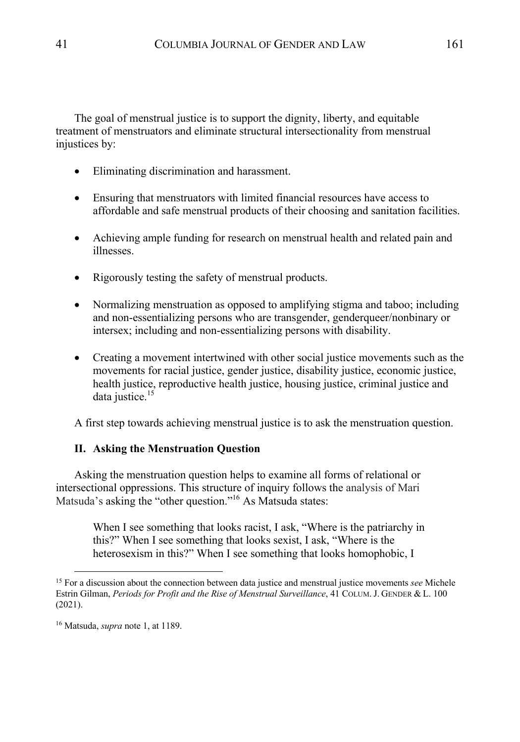The goal of menstrual justice is to support the dignity, liberty, and equitable treatment of menstruators and eliminate structural intersectionality from menstrual injustices by:

- Eliminating discrimination and harassment.
- Ensuring that menstruators with limited financial resources have access to affordable and safe menstrual products of their choosing and sanitation facilities.
- Achieving ample funding for research on menstrual health and related pain and illnesses.
- Rigorously testing the safety of menstrual products.
- Normalizing menstruation as opposed to amplifying stigma and taboo; including and non-essentializing persons who are transgender, genderqueer/nonbinary or intersex; including and non-essentializing persons with disability.
- Creating a movement intertwined with other social justice movements such as the movements for racial justice, gender justice, disability justice, economic justice, health justice, reproductive health justice, housing justice, criminal justice and data justice.[15]

A first step towards achieving menstrual justice is to ask the menstruation question.

## II. Asking the Menstruation Question

Asking the menstruation question helps to examine all forms of relational or intersectional oppressions. This structure of inquiry follows the analysis of Mari Matsuda's asking the "other question."[16] As Matsuda states:

> When I see something that looks racist, I ask, "Where is the patriarchy in this?" When I see something that looks sexist, I ask, "Where is the heterosexism in this?" When I see something that looks homophobic, I

---

[15] For a discussion about the connection between data justice and menstrual justice movements *see* Michele Estrin Gilman, *Periods for Profit and the Rise of Menstrual Surveillance*, 41 COLUM. J. GENDER & L. 100 (2021).

[16] Matsuda, *supra* note 1, at 1189.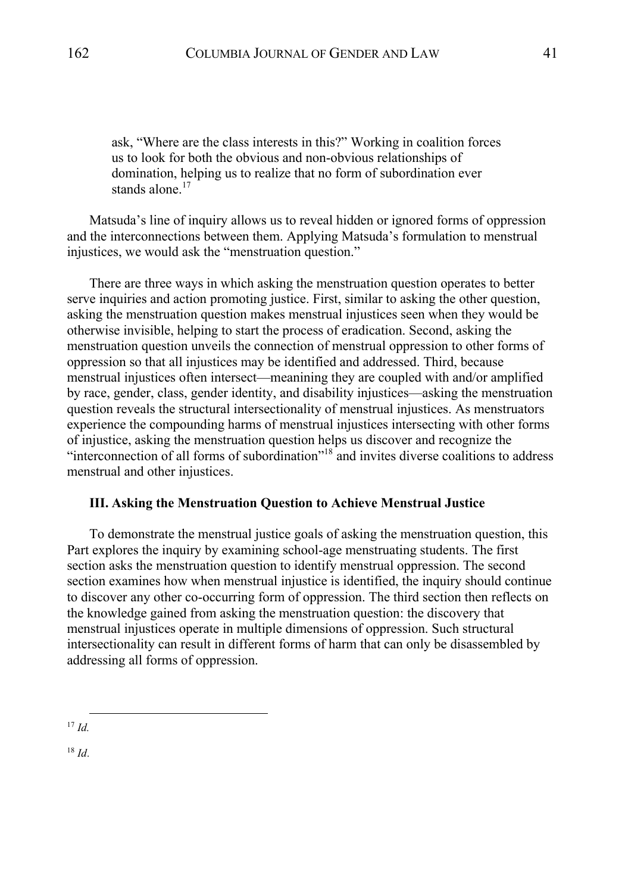> ask, "Where are the class interests in this?" Working in coalition forces us to look for both the obvious and non-obvious relationships of domination, helping us to realize that no form of subordination ever stands alone.[17]

Matsuda's line of inquiry allows us to reveal hidden or ignored forms of oppression and the interconnections between them. Applying Matsuda's formulation to menstrual injustices, we would ask the "menstruation question."

There are three ways in which asking the menstruation question operates to better serve inquiries and action promoting justice. First, similar to asking the other question, asking the menstruation question makes menstrual injustices seen when they would be otherwise invisible, helping to start the process of eradication. Second, asking the menstruation question unveils the connection of menstrual oppression to other forms of oppression so that all injustices may be identified and addressed. Third, because menstrual injustices often intersect—meanining they are coupled with and/or amplified by race, gender, class, gender identity, and disability injustices—asking the menstruation question reveals the structural intersectionality of menstrual injustices. As menstruators experience the compounding harms of menstrual injustices intersecting with other forms of injustice, asking the menstruation question helps us discover and recognize the "interconnection of all forms of subordination"[18] and invites diverse coalitions to address menstrual and other injustices.

### III. Asking the Menstruation Question to Achieve Menstrual Justice

To demonstrate the menstrual justice goals of asking the menstruation question, this Part explores the inquiry by examining school-age menstruating students. The first section asks the menstruation question to identify menstrual oppression. The second section examines how when menstrual injustice is identified, the inquiry should continue to discover any other co-occurring form of oppression. The third section then reflects on the knowledge gained from asking the menstruation question: the discovery that menstrual injustices operate in multiple dimensions of oppression. Such structural intersectionality can result in different forms of harm that can only be disassembled by addressing all forms of oppression.

---

[17] *Id.*

[18] *Id*.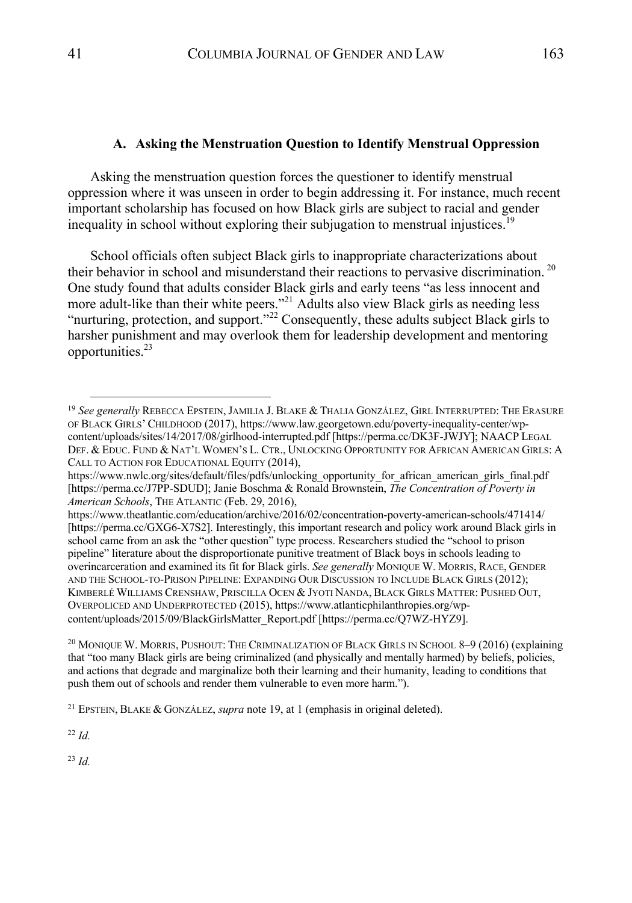### A. Asking the Menstruation Question to Identify Menstrual Oppression

Asking the menstruation question forces the questioner to identify menstrual oppression where it was unseen in order to begin addressing it. For instance, much recent important scholarship has focused on how Black girls are subject to racial and gender inequality in school without exploring their subjugation to menstrual injustices.[19]

School officials often subject Black girls to inappropriate characterizations about their behavior in school and misunderstand their reactions to pervasive discrimination.[20] One study found that adults consider Black girls and early teens "as less innocent and more adult-like than their white peers."[21] Adults also view Black girls as needing less "nurturing, protection, and support."[22] Consequently, these adults subject Black girls to harsher punishment and may overlook them for leadership development and mentoring opportunities.[23]

---

[19] *See generally* REBECCA EPSTEIN, JAMILIA J. BLAKE & THALIA GONZÁLEZ, GIRL INTERRUPTED: THE ERASURE OF BLACK GIRLS' CHILDHOOD (2017), https://www.law.georgetown.edu/poverty-inequality-center/wp-content/uploads/sites/14/2017/08/girlhood-interrupted.pdf [https://perma.cc/DK3F-JWJY]; NAACP LEGAL DEF. & EDUC. FUND & NAT'L WOMEN'S L. CTR., UNLOCKING OPPORTUNITY FOR AFRICAN AMERICAN GIRLS: A CALL TO ACTION FOR EDUCATIONAL EQUITY (2014), https://www.nwlc.org/sites/default/files/pdfs/unlocking_opportunity_for_african_american_girls_final.pdf [https://perma.cc/J7PP-SDUD]; Janie Boschma & Ronald Brownstein, *The Concentration of Poverty in American Schools*, THE ATLANTIC (Feb. 29, 2016), https://www.theatlantic.com/education/archive/2016/02/concentration-poverty-american-schools/471414/ [https://perma.cc/GXG6-X7S2]. Interestingly, this important research and policy work around Black girls in school came from an ask the "other question" type process. Researchers studied the "school to prison pipeline" literature about the disproportionate punitive treatment of Black boys in schools leading to overincarceration and examined its fit for Black girls. *See generally* MONIQUE W. MORRIS, RACE, GENDER AND THE SCHOOL-TO-PRISON PIPELINE: EXPANDING OUR DISCUSSION TO INCLUDE BLACK GIRLS (2012); KIMBERLÉ WILLIAMS CRENSHAW, PRISCILLA OCEN & JYOTI NANDA, BLACK GIRLS MATTER: PUSHED OUT, OVERPOLICED AND UNDERPROTECTED (2015), https://www.atlanticphilanthropies.org/wp-content/uploads/2015/09/BlackGirlsMatter_Report.pdf [https://perma.cc/Q7WZ-HYZ9].

[20] MONIQUE W. MORRIS, PUSHOUT: THE CRIMINALIZATION OF BLACK GIRLS IN SCHOOL 8–9 (2016) (explaining that "too many Black girls are being criminalized (and physically and mentally harmed) by beliefs, policies, and actions that degrade and marginalize both their learning and their humanity, leading to conditions that push them out of schools and render them vulnerable to even more harm.").

[21] EPSTEIN, BLAKE & GONZÁLEZ, *supra* note 19, at 1 (emphasis in original deleted).

[22] *Id.*

[23] *Id.*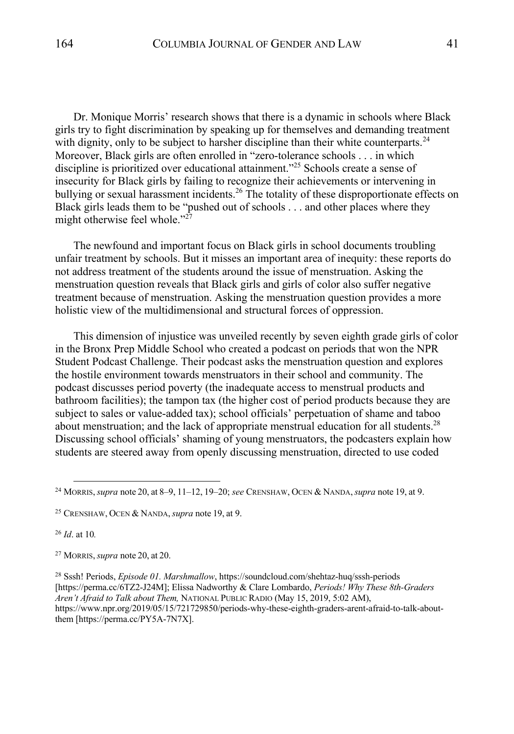Dr. Monique Morris' research shows that there is a dynamic in schools where Black girls try to fight discrimination by speaking up for themselves and demanding treatment with dignity, only to be subject to harsher discipline than their white counterparts.[24] Moreover, Black girls are often enrolled in "zero-tolerance schools . . . in which discipline is prioritized over educational attainment."[25] Schools create a sense of insecurity for Black girls by failing to recognize their achievements or intervening in bullying or sexual harassment incidents.[26] The totality of these disproportionate effects on Black girls leads them to be "pushed out of schools . . . and other places where they might otherwise feel whole."[27]

The newfound and important focus on Black girls in school documents troubling unfair treatment by schools. But it misses an important area of inequity: these reports do not address treatment of the students around the issue of menstruation. Asking the menstruation question reveals that Black girls and girls of color also suffer negative treatment because of menstruation. Asking the menstruation question provides a more holistic view of the multidimensional and structural forces of oppression.

This dimension of injustice was unveiled recently by seven eighth grade girls of color in the Bronx Prep Middle School who created a podcast on periods that won the NPR Student Podcast Challenge. Their podcast asks the menstruation question and explores the hostile environment towards menstruators in their school and community. The podcast discusses period poverty (the inadequate access to menstrual products and bathroom facilities); the tampon tax (the higher cost of period products because they are subject to sales or value-added tax); school officials' perpetuation of shame and taboo about menstruation; and the lack of appropriate menstrual education for all students.[28] Discussing school officials' shaming of young menstruators, the podcasters explain how students are steered away from openly discussing menstruation, directed to use coded

---

[24] MORRIS, *supra* note 20, at 8–9, 11–12, 19–20; *see* CRENSHAW, OCEN & NANDA, *supra* note 19, at 9.

[25] CRENSHAW, OCEN & NANDA, *supra* note 19, at 9.

[26] *Id*. at 10*.*

[27] MORRIS, *supra* note 20, at 20.

[28] Sssh! Periods, *Episode 01. Marshmallow*, https://soundcloud.com/shehtaz-huq/sssh-periods [https://perma.cc/6TZ2-J24M]; Elissa Nadworthy & Clare Lombardo, *Periods! Why These 8th-Graders Aren't Afraid to Talk about Them,* NATIONAL PUBLIC RADIO (May 15, 2019, 5:02 AM), https://www.npr.org/2019/05/15/721729850/periods-why-these-eighth-graders-arent-afraid-to-talk-about-them [https://perma.cc/PY5A-7N7X].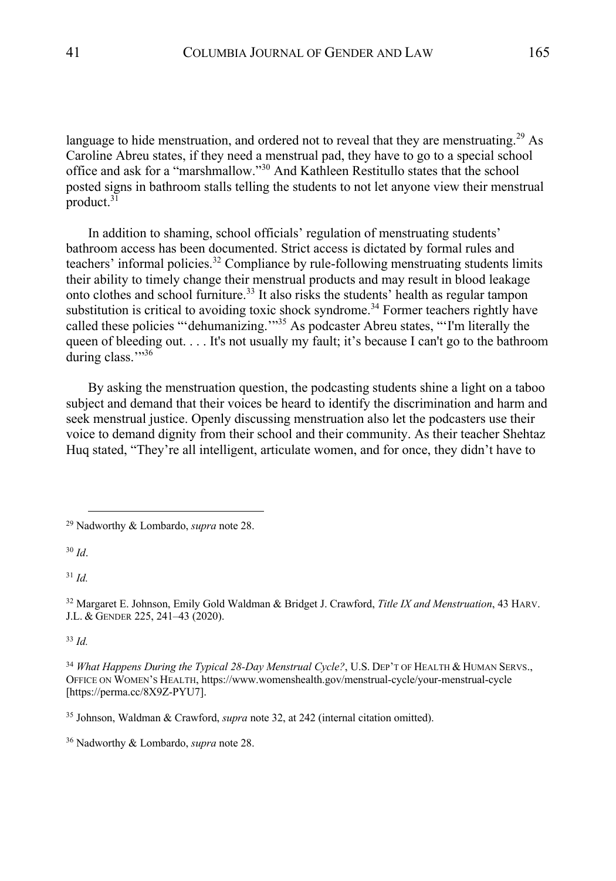language to hide menstruation, and ordered not to reveal that they are menstruating.[29] As Caroline Abreu states, if they need a menstrual pad, they have to go to a special school office and ask for a "marshmallow."[30] And Kathleen Restitullo states that the school posted signs in bathroom stalls telling the students to not let anyone view their menstrual product.[31]

In addition to shaming, school officials' regulation of menstruating students' bathroom access has been documented. Strict access is dictated by formal rules and teachers' informal policies.[32] Compliance by rule-following menstruating students limits their ability to timely change their menstrual products and may result in blood leakage onto clothes and school furniture.[33] It also risks the students' health as regular tampon substitution is critical to avoiding toxic shock syndrome.[34] Former teachers rightly have called these policies "'dehumanizing.'"[35] As podcaster Abreu states, "'I'm literally the queen of bleeding out. . . . It's not usually my fault; it's because I can't go to the bathroom during class.'"[36]

By asking the menstruation question, the podcasting students shine a light on a taboo subject and demand that their voices be heard to identify the discrimination and harm and seek menstrual justice. Openly discussing menstruation also let the podcasters use their voice to demand dignity from their school and their community. As their teacher Shehtaz Huq stated, "They're all intelligent, articulate women, and for once, they didn't have to

---

[29] Nadworthy & Lombardo, *supra* note 28.

[30] *Id*.

[31] *Id.*

[32] Margaret E. Johnson, Emily Gold Waldman & Bridget J. Crawford, *Title IX and Menstruation*, 43 HARV. J.L. & GENDER 225, 241–43 (2020).

[33] *Id.*

[34] *What Happens During the Typical 28-Day Menstrual Cycle?*, U.S. DEP'T OF HEALTH & HUMAN SERVS., OFFICE ON WOMEN'S HEALTH, https://www.womenshealth.gov/menstrual-cycle/your-menstrual-cycle [https://perma.cc/8X9Z-PYU7].

[35] Johnson, Waldman & Crawford, *supra* note 32, at 242 (internal citation omitted).

[36] Nadworthy & Lombardo, *supra* note 28.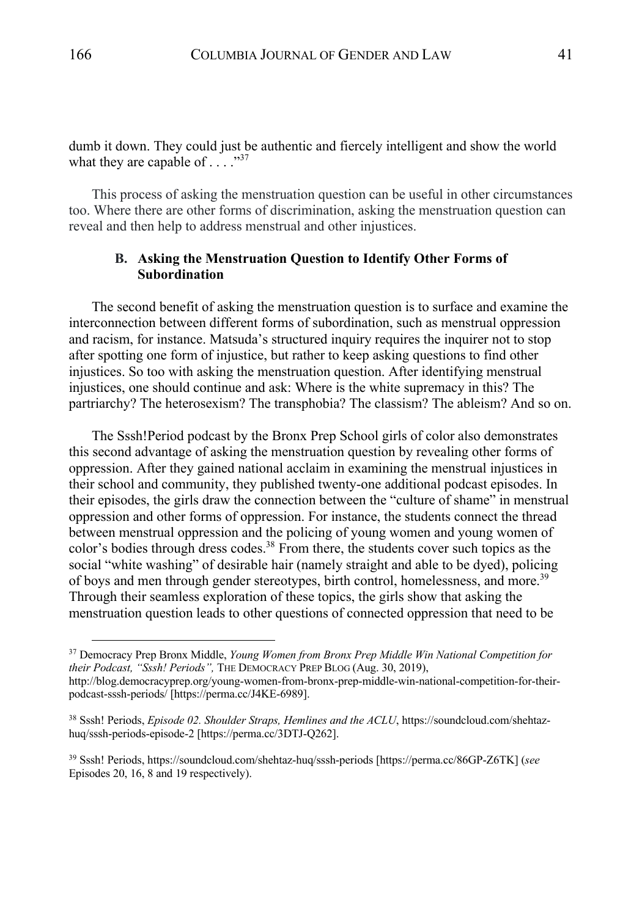dumb it down. They could just be authentic and fiercely intelligent and show the world what they are capable of . . . ."[37]

This process of asking the menstruation question can be useful in other circumstances too. Where there are other forms of discrimination, asking the menstruation question can reveal and then help to address menstrual and other injustices.

### B. Asking the Menstruation Question to Identify Other Forms of Subordination

The second benefit of asking the menstruation question is to surface and examine the interconnection between different forms of subordination, such as menstrual oppression and racism, for instance. Matsuda's structured inquiry requires the inquirer not to stop after spotting one form of injustice, but rather to keep asking questions to find other injustices. So too with asking the menstruation question. After identifying menstrual injustices, one should continue and ask: Where is the white supremacy in this? The partriarchy? The heterosexism? The transphobia? The classism? The ableism? And so on.

The Sssh!Period podcast by the Bronx Prep School girls of color also demonstrates this second advantage of asking the menstruation question by revealing other forms of oppression. After they gained national acclaim in examining the menstrual injustices in their school and community, they published twenty-one additional podcast episodes. In their episodes, the girls draw the connection between the "culture of shame" in menstrual oppression and other forms of oppression. For instance, the students connect the thread between menstrual oppression and the policing of young women and young women of color's bodies through dress codes.[38] From there, the students cover such topics as the social "white washing" of desirable hair (namely straight and able to be dyed), policing of boys and men through gender stereotypes, birth control, homelessness, and more.[39] Through their seamless exploration of these topics, the girls show that asking the menstruation question leads to other questions of connected oppression that need to be

---

[37] Democracy Prep Bronx Middle, *Young Women from Bronx Prep Middle Win National Competition for their Podcast, "Sssh! Periods",* THE DEMOCRACY PREP BLOG (Aug. 30, 2019), http://blog.democracyprep.org/young-women-from-bronx-prep-middle-win-national-competition-for-their-podcast-sssh-periods/ [https://perma.cc/J4KE-6989].

[38] Sssh! Periods, *Episode 02. Shoulder Straps, Hemlines and the ACLU*, https://soundcloud.com/shehtaz-huq/sssh-periods-episode-2 [https://perma.cc/3DTJ-Q262].

[39] Sssh! Periods, https://soundcloud.com/shehtaz-huq/sssh-periods [https://perma.cc/86GP-Z6TK] (*see* Episodes 20, 16, 8 and 19 respectively).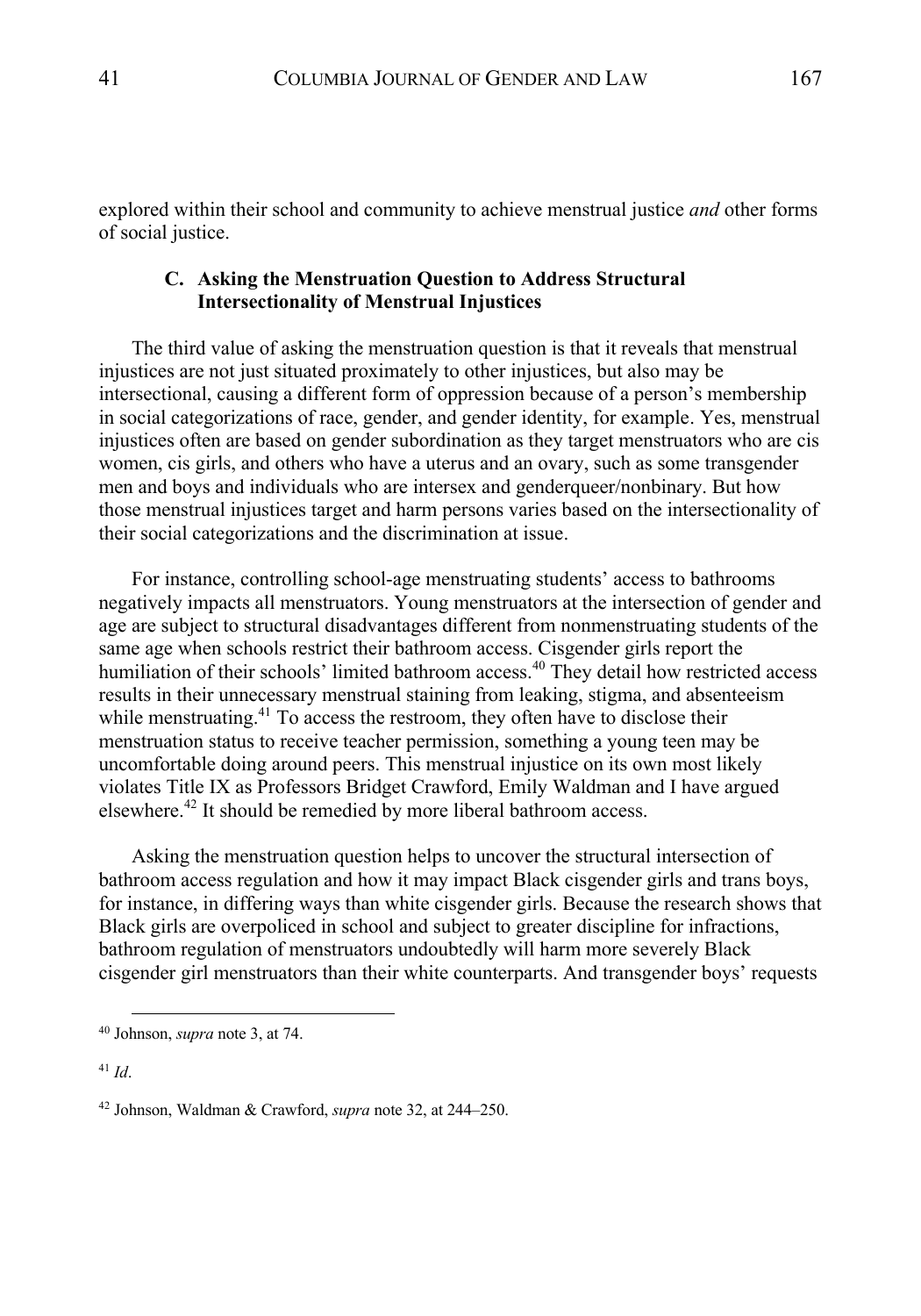explored within their school and community to achieve menstrual justice *and* other forms of social justice.

### C. Asking the Menstruation Question to Address Structural Intersectionality of Menstrual Injustices

The third value of asking the menstruation question is that it reveals that menstrual injustices are not just situated proximately to other injustices, but also may be intersectional, causing a different form of oppression because of a person's membership in social categorizations of race, gender, and gender identity, for example. Yes, menstrual injustices often are based on gender subordination as they target menstruators who are cis women, cis girls, and others who have a uterus and an ovary, such as some transgender men and boys and individuals who are intersex and genderqueer/nonbinary. But how those menstrual injustices target and harm persons varies based on the intersectionality of their social categorizations and the discrimination at issue.

For instance, controlling school-age menstruating students' access to bathrooms negatively impacts all menstruators. Young menstruators at the intersection of gender and age are subject to structural disadvantages different from nonmenstruating students of the same age when schools restrict their bathroom access. Cisgender girls report the humiliation of their schools' limited bathroom access.[40] They detail how restricted access results in their unnecessary menstrual staining from leaking, stigma, and absenteeism while menstruating.[41] To access the restroom, they often have to disclose their menstruation status to receive teacher permission, something a young teen may be uncomfortable doing around peers. This menstrual injustice on its own most likely violates Title IX as Professors Bridget Crawford, Emily Waldman and I have argued elsewhere.[42] It should be remedied by more liberal bathroom access.

Asking the menstruation question helps to uncover the structural intersection of bathroom access regulation and how it may impact Black cisgender girls and trans boys, for instance, in differing ways than white cisgender girls. Because the research shows that Black girls are overpoliced in school and subject to greater discipline for infractions, bathroom regulation of menstruators undoubtedly will harm more severely Black cisgender girl menstruators than their white counterparts. And transgender boys' requests

---

[40] Johnson, *supra* note 3, at 74.

[41] *Id*.

[42] Johnson, Waldman & Crawford, *supra* note 32, at 244–250.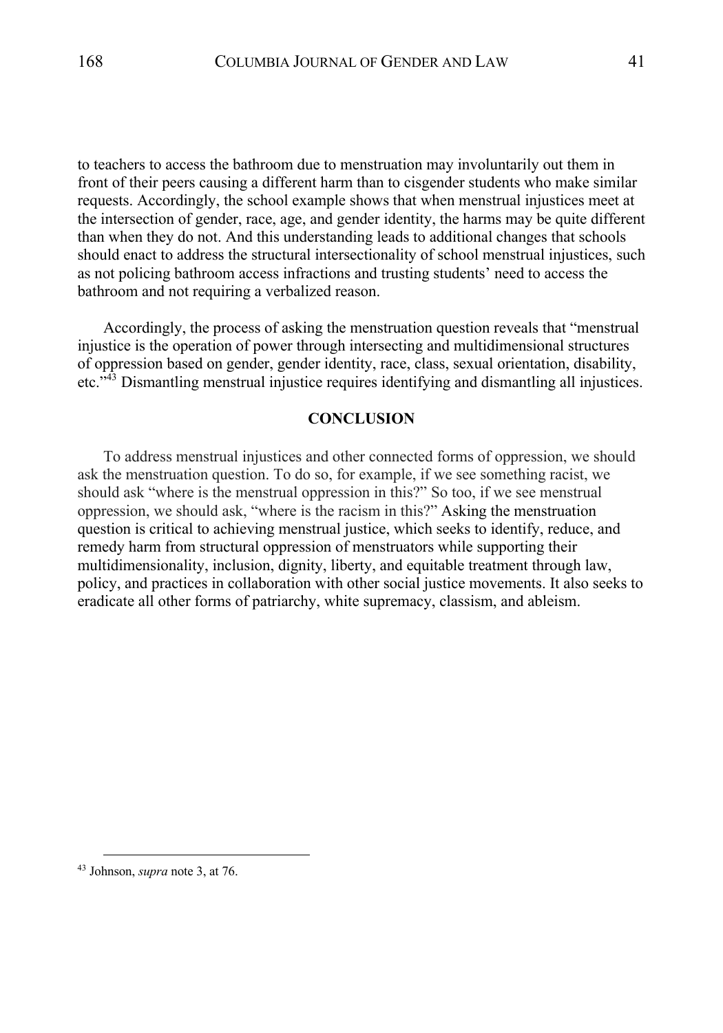to teachers to access the bathroom due to menstruation may involuntarily out them in front of their peers causing a different harm than to cisgender students who make similar requests. Accordingly, the school example shows that when menstrual injustices meet at the intersection of gender, race, age, and gender identity, the harms may be quite different than when they do not. And this understanding leads to additional changes that schools should enact to address the structural intersectionality of school menstrual injustices, such as not policing bathroom access infractions and trusting students' need to access the bathroom and not requiring a verbalized reason.

Accordingly, the process of asking the menstruation question reveals that "menstrual injustice is the operation of power through intersecting and multidimensional structures of oppression based on gender, gender identity, race, class, sexual orientation, disability, etc."[43] Dismantling menstrual injustice requires identifying and dismantling all injustices.

## CONCLUSION

To address menstrual injustices and other connected forms of oppression, we should ask the menstruation question. To do so, for example, if we see something racist, we should ask "where is the menstrual oppression in this?" So too, if we see menstrual oppression, we should ask, "where is the racism in this?" Asking the menstruation question is critical to achieving menstrual justice, which seeks to identify, reduce, and remedy harm from structural oppression of menstruators while supporting their multidimensionality, inclusion, dignity, liberty, and equitable treatment through law, policy, and practices in collaboration with other social justice movements. It also seeks to eradicate all other forms of patriarchy, white supremacy, classism, and ableism.

---

[43] Johnson, *supra* note 3, at 76.